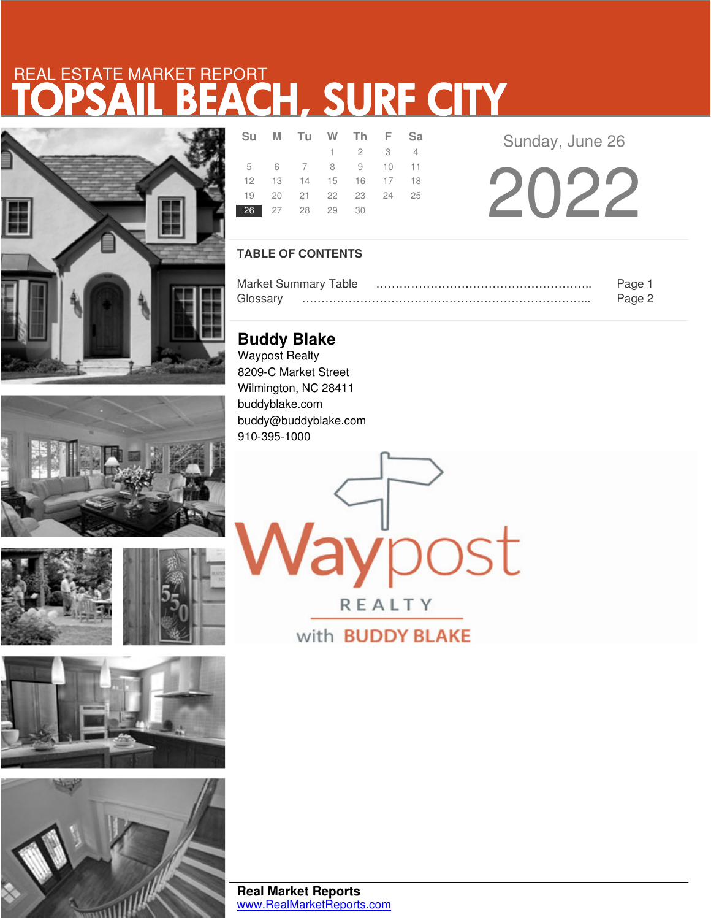REAL ESTATE MARKET REPORT

# TOPSAIL BEACH, SURF CITY

| Su | M | Tu | W | Th | F | Sa |
|---|---|---|---|---|---|---|
| | | | 1 | 2 | 3 | 4 |
| 5 | 6 | 7 | 8 | 9 | 10 | 11 |
| 12 | 13 | 14 | 15 | 16 | 17 | 18 |
| 19 | 20 | 21 | 22 | 23 | 24 | 25 |
| 26 | 27 | 28 | 29 | 30 | | |

Sunday, June 26

2022

## TABLE OF CONTENTS

Market Summary Table ………………………………………………….. Page 1
Glossary …………………………………………………………………... Page 2

**Buddy Blake**
Waypost Realty
8209-C Market Street
Wilmington, NC 28411
buddyblake.com
buddy@buddyblake.com
910-395-1000

Waypost REALTY with BUDDY BLAKE

**Real Market Reports**
www.RealMarketReports.com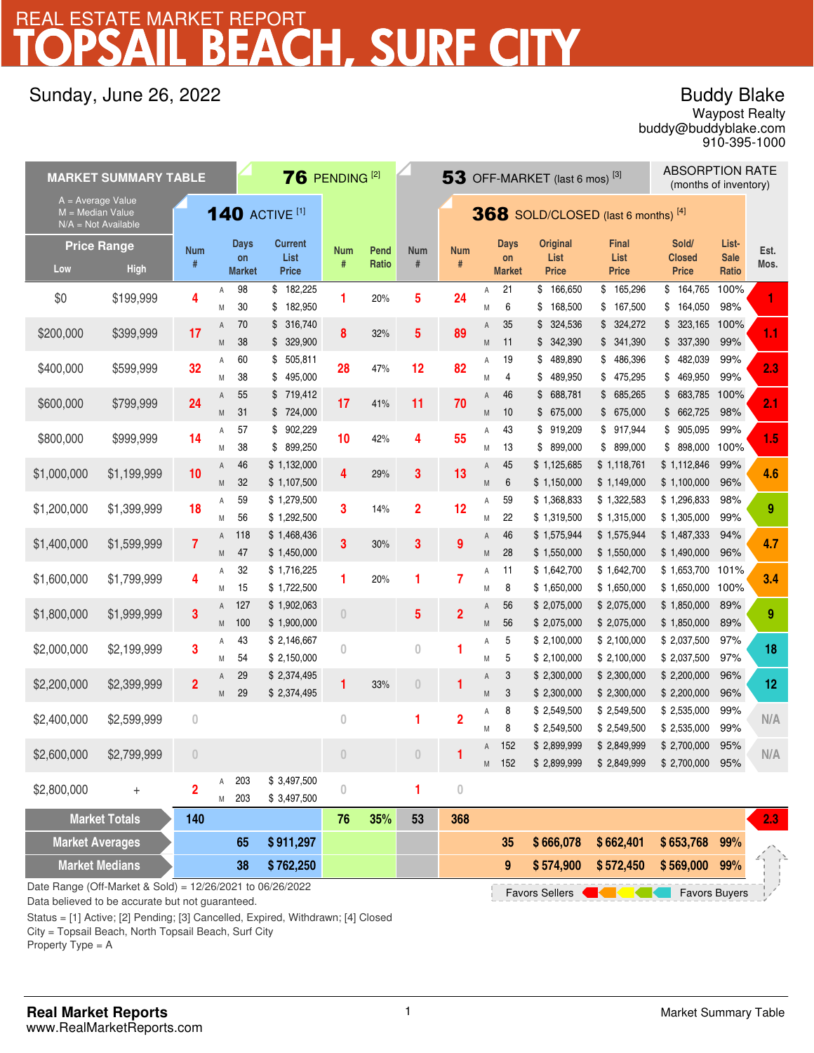# REAL ESTATE MARKET REPORT
# TOPSAIL BEACH, SURF CITY

Sunday, June 26, 2022

Buddy Blake
Waypost Realty
buddy@buddyblake.com
910-395-1000

## MARKET SUMMARY TABLE

A = Average Value
M = Median Value
N/A = Not Available

| Price Range | | 140 ACTIVE [1] | | | | 76 PENDING [2] | | 53 OFF-MARKET (last 6 mos) [3] | 368 SOLD/CLOSED (last 6 months) [4] | | | | | | | ABSORPTION RATE (months of inventory) |
|---|---|---|---|---|---|---|---|---|---|---|---|---|---|---|---|---|
| Low | High | Num # | | Days on Market | Current List Price | Num # | Pend Ratio | Num # | Num # | | Days on Market | Original List Price | Final List Price | Sold/Closed Price | List-Sale Ratio | Est. Mos. |
| $0 | $199,999 | 4 | A | 98 | $ 182,225 | 1 | 20% | 5 | 24 | A | 21 | $ 166,650 | $ 165,296 | $ 164,765 | 100% | 1 |
| | | | M | 30 | $ 182,950 | | | | | M | 6 | $ 168,500 | $ 167,500 | $ 164,050 | 98% | |
| $200,000 | $399,999 | 17 | A | 70 | $ 316,740 | 8 | 32% | 5 | 89 | A | 35 | $ 324,536 | $ 324,272 | $ 323,165 | 100% | 1.1 |
| | | | M | 38 | $ 329,900 | | | | | M | 11 | $ 342,390 | $ 341,390 | $ 337,390 | 99% | |
| $400,000 | $599,999 | 32 | A | 60 | $ 505,811 | 28 | 47% | 12 | 82 | A | 19 | $ 489,890 | $ 486,396 | $ 482,039 | 99% | 2.3 |
| | | | M | 38 | $ 495,000 | | | | | M | 4 | $ 489,950 | $ 475,295 | $ 469,950 | 99% | |
| $600,000 | $799,999 | 24 | A | 55 | $ 719,412 | 17 | 41% | 11 | 70 | A | 46 | $ 688,781 | $ 685,265 | $ 683,785 | 100% | 2.1 |
| | | | M | 31 | $ 724,000 | | | | | M | 10 | $ 675,000 | $ 675,000 | $ 662,725 | 98% | |
| $800,000 | $999,999 | 14 | A | 57 | $ 902,229 | 10 | 42% | 4 | 55 | A | 43 | $ 919,209 | $ 917,944 | $ 905,095 | 99% | 1.5 |
| | | | M | 38 | $ 899,250 | | | | | M | 13 | $ 899,000 | $ 899,000 | $ 898,000 | 100% | |
| $1,000,000 | $1,199,999 | 10 | A | 46 | $ 1,132,000 | 4 | 29% | 3 | 13 | A | 45 | $ 1,125,685 | $ 1,118,761 | $ 1,112,846 | 99% | 4.6 |
| | | | M | 32 | $ 1,107,500 | | | | | M | 6 | $ 1,150,000 | $ 1,149,000 | $ 1,100,000 | 96% | |
| $1,200,000 | $1,399,999 | 18 | A | 59 | $ 1,279,500 | 3 | 14% | 2 | 12 | A | 59 | $ 1,368,833 | $ 1,322,583 | $ 1,296,833 | 98% | 9 |
| | | | M | 56 | $ 1,292,500 | | | | | M | 22 | $ 1,319,500 | $ 1,315,000 | $ 1,305,000 | 99% | |
| $1,400,000 | $1,599,999 | 7 | A | 118 | $ 1,468,436 | 3 | 30% | 3 | 9 | A | 46 | $ 1,575,944 | $ 1,575,944 | $ 1,487,333 | 94% | 4.7 |
| | | | M | 47 | $ 1,450,000 | | | | | M | 28 | $ 1,550,000 | $ 1,550,000 | $ 1,490,000 | 96% | |
| $1,600,000 | $1,799,999 | 4 | A | 32 | $ 1,716,225 | 1 | 20% | 1 | 7 | A | 11 | $ 1,642,700 | $ 1,642,700 | $ 1,653,700 | 101% | 3.4 |
| | | | M | 15 | $ 1,722,500 | | | | | M | 8 | $ 1,650,000 | $ 1,650,000 | $ 1,650,000 | 100% | |
| $1,800,000 | $1,999,999 | 3 | A | 127 | $ 1,902,063 | 0 | | 5 | 2 | A | 56 | $ 2,075,000 | $ 2,075,000 | $ 1,850,000 | 89% | 9 |
| | | | M | 100 | $ 1,900,000 | | | | | M | 56 | $ 2,075,000 | $ 2,075,000 | $ 1,850,000 | 89% | |
| $2,000,000 | $2,199,999 | 3 | A | 43 | $ 2,146,667 | 0 | | 0 | 1 | A | 5 | $ 2,100,000 | $ 2,100,000 | $ 2,037,500 | 97% | 18 |
| | | | M | 54 | $ 2,150,000 | | | | | M | 5 | $ 2,100,000 | $ 2,100,000 | $ 2,037,500 | 97% | |
| $2,200,000 | $2,399,999 | 2 | A | 29 | $ 2,374,495 | 1 | 33% | 0 | 1 | A | 3 | $ 2,300,000 | $ 2,300,000 | $ 2,200,000 | 96% | 12 |
| | | | M | 29 | $ 2,374,495 | | | | | M | 3 | $ 2,300,000 | $ 2,300,000 | $ 2,200,000 | 96% | |
| $2,400,000 | $2,599,999 | 0 | | | | 0 | | 1 | 2 | A | 8 | $ 2,549,500 | $ 2,549,500 | $ 2,535,000 | 99% | N/A |
| | | | | | | | | | | M | 8 | $ 2,549,500 | $ 2,549,500 | $ 2,535,000 | 99% | |
| $2,600,000 | $2,799,999 | 0 | | | | 0 | | 0 | 1 | A | 152 | $ 2,899,999 | $ 2,849,999 | $ 2,700,000 | 95% | N/A |
| | | | | | | | | | | M | 152 | $ 2,899,999 | $ 2,849,999 | $ 2,700,000 | 95% | |
| $2,800,000 | + | 2 | A | 203 | $ 3,497,500 | 0 | | 1 | 0 | | | | | | | |
| | | | M | 203 | $ 3,497,500 | | | | | | | | | | | |
| Market Totals | | 140 | | | | 76 | 35% | 53 | 368 | | | | | | | 2.3 |
| Market Averages | | | | 65 | $ 911,297 | | | | | | 35 | $ 666,078 | $ 662,401 | $ 653,768 | 99% | |
| Market Medians | | | | 38 | $ 762,250 | | | | | | 9 | $ 574,900 | $ 572,450 | $ 569,000 | 99% | |

Date Range (Off-Market & Sold) = 12/26/2021 to 06/26/2022
Data believed to be accurate but not guaranteed.

Favors Sellers ← → Favors Buyers

Status = [1] Active; [2] Pending; [3] Cancelled, Expired, Withdrawn; [4] Closed
City = Topsail Beach, North Topsail Beach, Surf City
Property Type = A

**Real Market Reports**
www.RealMarketReports.com

Market Summary Table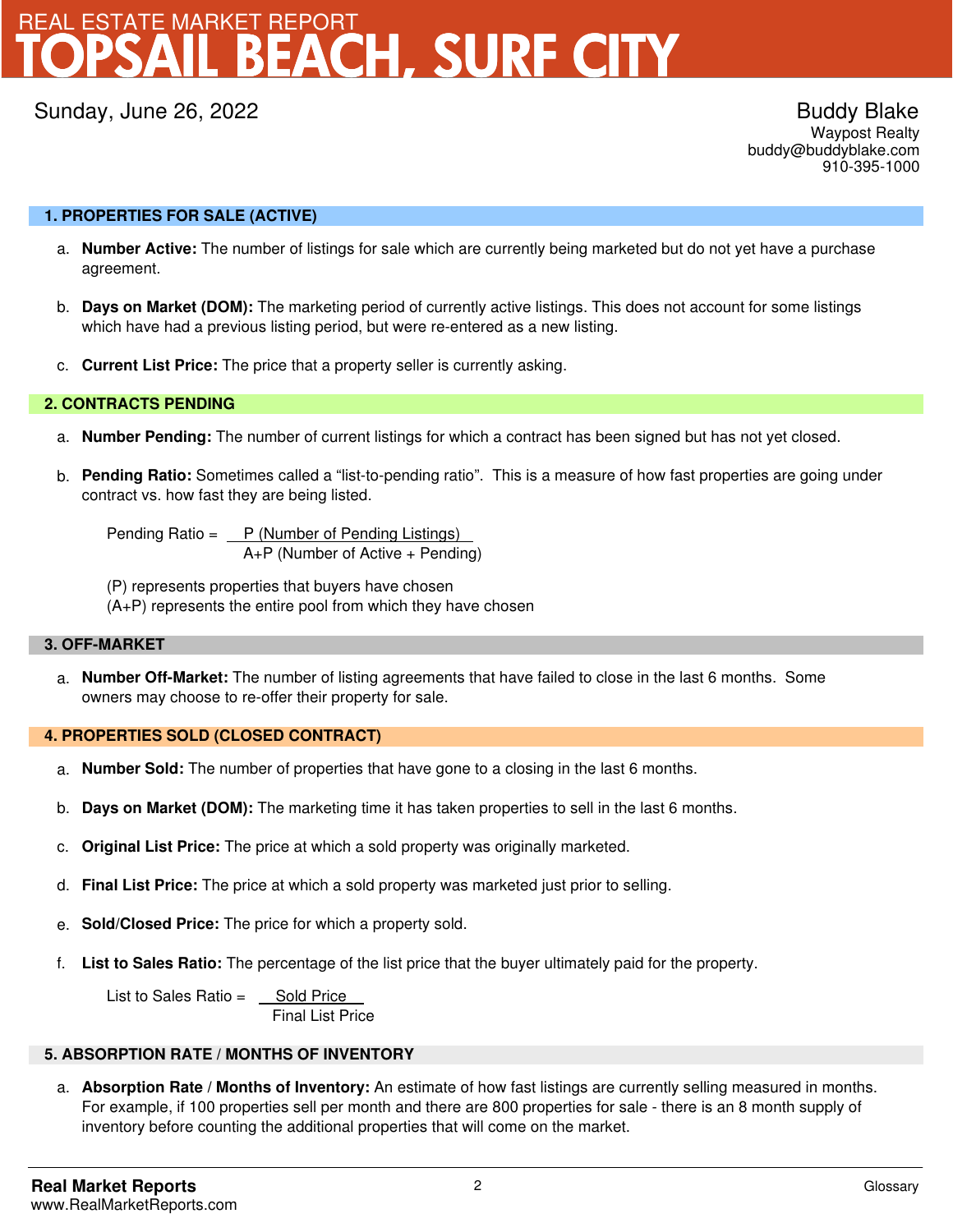REAL ESTATE MARKET REPORT

# TOPSAIL BEACH, SURF CITY

Sunday, June 26, 2022

**Buddy Blake**
Waypost Realty
buddy@buddyblake.com
910-395-1000

## 1. PROPERTIES FOR SALE (ACTIVE)

a. **Number Active:** The number of listings for sale which are currently being marketed but do not yet have a purchase agreement.

b. **Days on Market (DOM):** The marketing period of currently active listings. This does not account for some listings which have had a previous listing period, but were re-entered as a new listing.

c. **Current List Price:** The price that a property seller is currently asking.

## 2. CONTRACTS PENDING

a. **Number Pending:** The number of current listings for which a contract has been signed but has not yet closed.

b. **Pending Ratio:** Sometimes called a "list-to-pending ratio". This is a measure of how fast properties are going under contract vs. how fast they are being listed.

$$\text{Pending Ratio} = \frac{\text{P (Number of Pending Listings)}}{\text{A+P (Number of Active + Pending)}}$$

(P) represents properties that buyers have chosen
(A+P) represents the entire pool from which they have chosen

## 3. OFF-MARKET

a. **Number Off-Market:** The number of listing agreements that have failed to close in the last 6 months. Some owners may choose to re-offer their property for sale.

## 4. PROPERTIES SOLD (CLOSED CONTRACT)

a. **Number Sold:** The number of properties that have gone to a closing in the last 6 months.

b. **Days on Market (DOM):** The marketing time it has taken properties to sell in the last 6 months.

c. **Original List Price:** The price at which a sold property was originally marketed.

d. **Final List Price:** The price at which a sold property was marketed just prior to selling.

e. **Sold/Closed Price:** The price for which a property sold.

f. **List to Sales Ratio:** The percentage of the list price that the buyer ultimately paid for the property.

$$\text{List to Sales Ratio} = \frac{\text{Sold Price}}{\text{Final List Price}}$$

## 5. ABSORPTION RATE / MONTHS OF INVENTORY

a. **Absorption Rate / Months of Inventory:** An estimate of how fast listings are currently selling measured in months. For example, if 100 properties sell per month and there are 800 properties for sale - there is an 8 month supply of inventory before counting the additional properties that will come on the market.